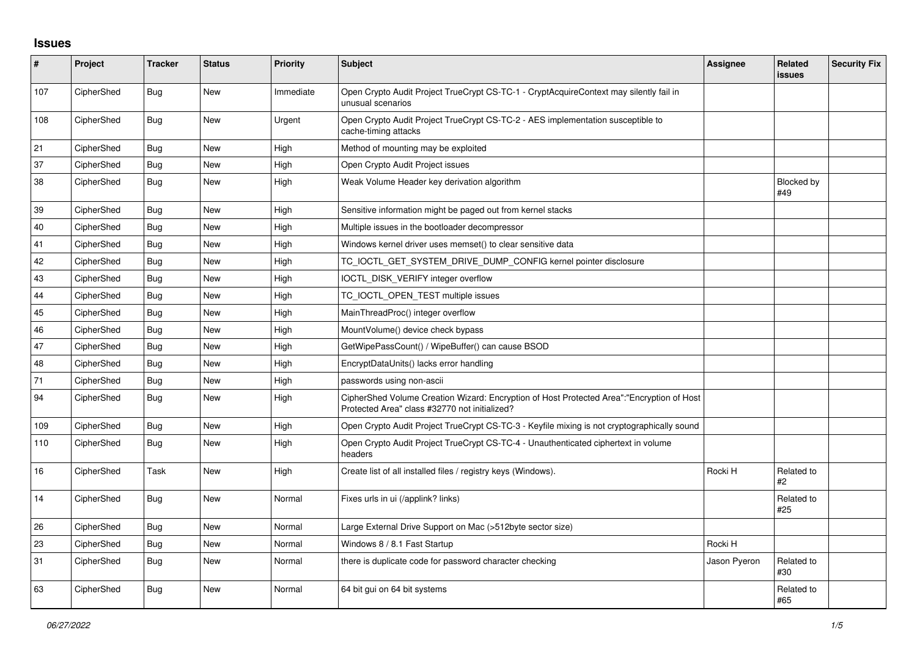# Issues

| # | Project | Tracker | Status | Priority | Subject | Assignee | Related issues | Security Fix |
|---|---|---|---|---|---|---|---|---|
| 107 | CipherShed | Bug | New | Immediate | Open Crypto Audit Project TrueCrypt CS-TC-1 - CryptAcquireContext may silently fail in unusual scenarios | | | |
| 108 | CipherShed | Bug | New | Urgent | Open Crypto Audit Project TrueCrypt CS-TC-2 - AES implementation susceptible to cache-timing attacks | | | |
| 21 | CipherShed | Bug | New | High | Method of mounting may be exploited | | | |
| 37 | CipherShed | Bug | New | High | Open Crypto Audit Project issues | | | |
| 38 | CipherShed | Bug | New | High | Weak Volume Header key derivation algorithm | | Blocked by #49 | |
| 39 | CipherShed | Bug | New | High | Sensitive information might be paged out from kernel stacks | | | |
| 40 | CipherShed | Bug | New | High | Multiple issues in the bootloader decompressor | | | |
| 41 | CipherShed | Bug | New | High | Windows kernel driver uses memset() to clear sensitive data | | | |
| 42 | CipherShed | Bug | New | High | TC_IOCTL_GET_SYSTEM_DRIVE_DUMP_CONFIG kernel pointer disclosure | | | |
| 43 | CipherShed | Bug | New | High | IOCTL_DISK_VERIFY integer overflow | | | |
| 44 | CipherShed | Bug | New | High | TC_IOCTL_OPEN_TEST multiple issues | | | |
| 45 | CipherShed | Bug | New | High | MainThreadProc() integer overflow | | | |
| 46 | CipherShed | Bug | New | High | MountVolume() device check bypass | | | |
| 47 | CipherShed | Bug | New | High | GetWipePassCount() / WipeBuffer() can cause BSOD | | | |
| 48 | CipherShed | Bug | New | High | EncryptDataUnits() lacks error handling | | | |
| 71 | CipherShed | Bug | New | High | passwords using non-ascii | | | |
| 94 | CipherShed | Bug | New | High | CipherShed Volume Creation Wizard: Encryption of Host Protected Area":"Encryption of Host Protected Area" class #32770 not initialized? | | | |
| 109 | CipherShed | Bug | New | High | Open Crypto Audit Project TrueCrypt CS-TC-3 - Keyfile mixing is not cryptographically sound | | | |
| 110 | CipherShed | Bug | New | High | Open Crypto Audit Project TrueCrypt CS-TC-4 - Unauthenticated ciphertext in volume headers | | | |
| 16 | CipherShed | Task | New | High | Create list of all installed files / registry keys (Windows). | Rocki H | Related to #2 | |
| 14 | CipherShed | Bug | New | Normal | Fixes urls in ui (/applink? links) | | Related to #25 | |
| 26 | CipherShed | Bug | New | Normal | Large External Drive Support on Mac (>512byte sector size) | | | |
| 23 | CipherShed | Bug | New | Normal | Windows 8 / 8.1 Fast Startup | Rocki H | | |
| 31 | CipherShed | Bug | New | Normal | there is duplicate code for password character checking | Jason Pyeron | Related to #30 | |
| 63 | CipherShed | Bug | New | Normal | 64 bit gui on 64 bit systems | | Related to #65 | |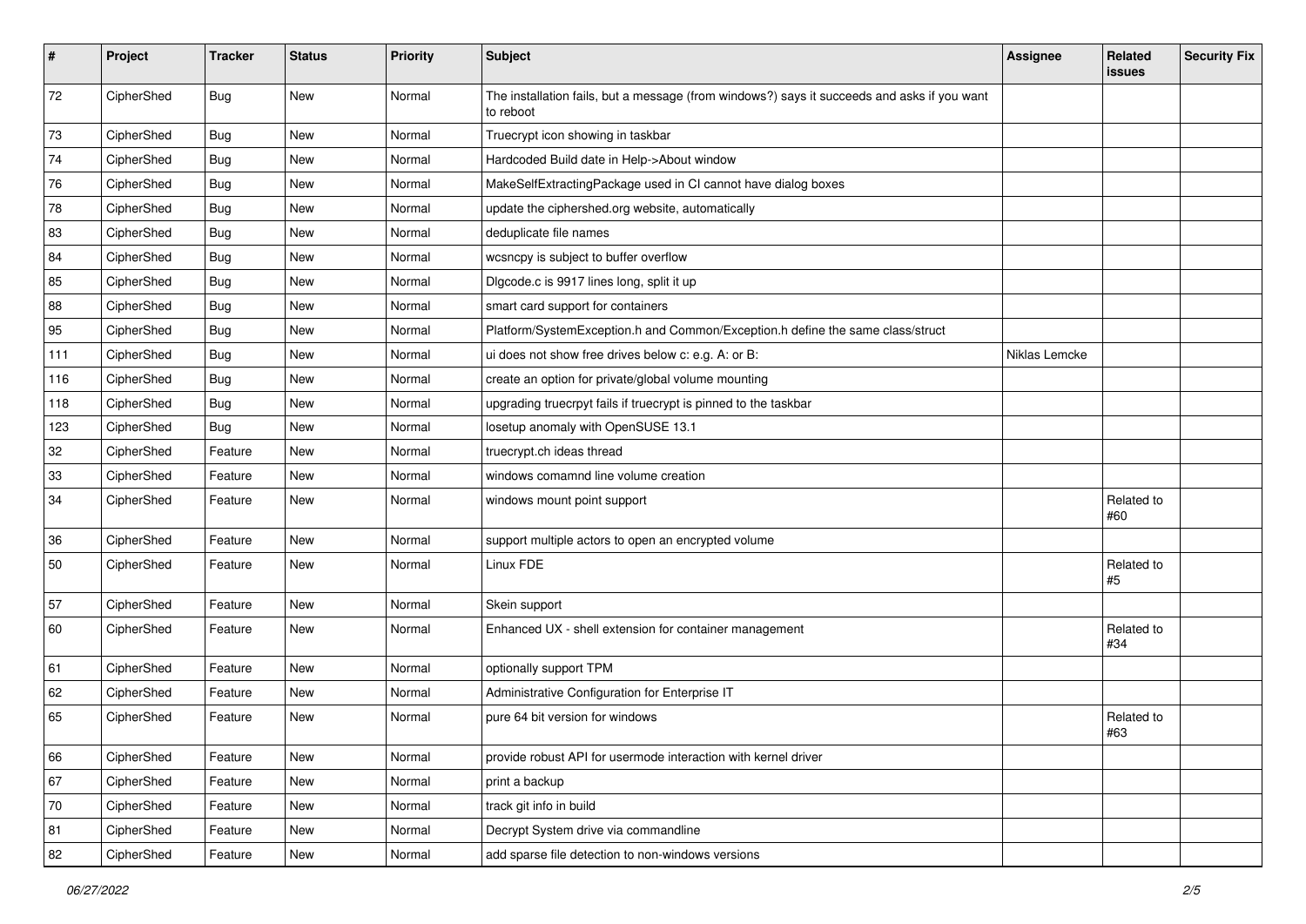| # | Project | Tracker | Status | Priority | Subject | Assignee | Related issues | Security Fix |
|---|---|---|---|---|---|---|---|---|
| 72 | CipherShed | Bug | New | Normal | The installation fails, but a message (from windows?) says it succeeds and asks if you want to reboot | | | |
| 73 | CipherShed | Bug | New | Normal | Truecrypt icon showing in taskbar | | | |
| 74 | CipherShed | Bug | New | Normal | Hardcoded Build date in Help->About window | | | |
| 76 | CipherShed | Bug | New | Normal | MakeSelfExtractingPackage used in CI cannot have dialog boxes | | | |
| 78 | CipherShed | Bug | New | Normal | update the ciphershed.org website, automatically | | | |
| 83 | CipherShed | Bug | New | Normal | deduplicate file names | | | |
| 84 | CipherShed | Bug | New | Normal | wcsncpy is subject to buffer overflow | | | |
| 85 | CipherShed | Bug | New | Normal | Dlgcode.c is 9917 lines long, split it up | | | |
| 88 | CipherShed | Bug | New | Normal | smart card support for containers | | | |
| 95 | CipherShed | Bug | New | Normal | Platform/SystemException.h and Common/Exception.h define the same class/struct | | | |
| 111 | CipherShed | Bug | New | Normal | ui does not show free drives below c: e.g. A: or B: | Niklas Lemcke | | |
| 116 | CipherShed | Bug | New | Normal | create an option for private/global volume mounting | | | |
| 118 | CipherShed | Bug | New | Normal | upgrading truecrpyt fails if truecrypt is pinned to the taskbar | | | |
| 123 | CipherShed | Bug | New | Normal | losetup anomaly with OpenSUSE 13.1 | | | |
| 32 | CipherShed | Feature | New | Normal | truecrypt.ch ideas thread | | | |
| 33 | CipherShed | Feature | New | Normal | windows comamnd line volume creation | | | |
| 34 | CipherShed | Feature | New | Normal | windows mount point support | | Related to #60 | |
| 36 | CipherShed | Feature | New | Normal | support multiple actors to open an encrypted volume | | | |
| 50 | CipherShed | Feature | New | Normal | Linux FDE | | Related to #5 | |
| 57 | CipherShed | Feature | New | Normal | Skein support | | | |
| 60 | CipherShed | Feature | New | Normal | Enhanced UX - shell extension for container management | | Related to #34 | |
| 61 | CipherShed | Feature | New | Normal | optionally support TPM | | | |
| 62 | CipherShed | Feature | New | Normal | Administrative Configuration for Enterprise IT | | | |
| 65 | CipherShed | Feature | New | Normal | pure 64 bit version for windows | | Related to #63 | |
| 66 | CipherShed | Feature | New | Normal | provide robust API for usermode interaction with kernel driver | | | |
| 67 | CipherShed | Feature | New | Normal | print a backup | | | |
| 70 | CipherShed | Feature | New | Normal | track git info in build | | | |
| 81 | CipherShed | Feature | New | Normal | Decrypt System drive via commandline | | | |
| 82 | CipherShed | Feature | New | Normal | add sparse file detection to non-windows versions | | | |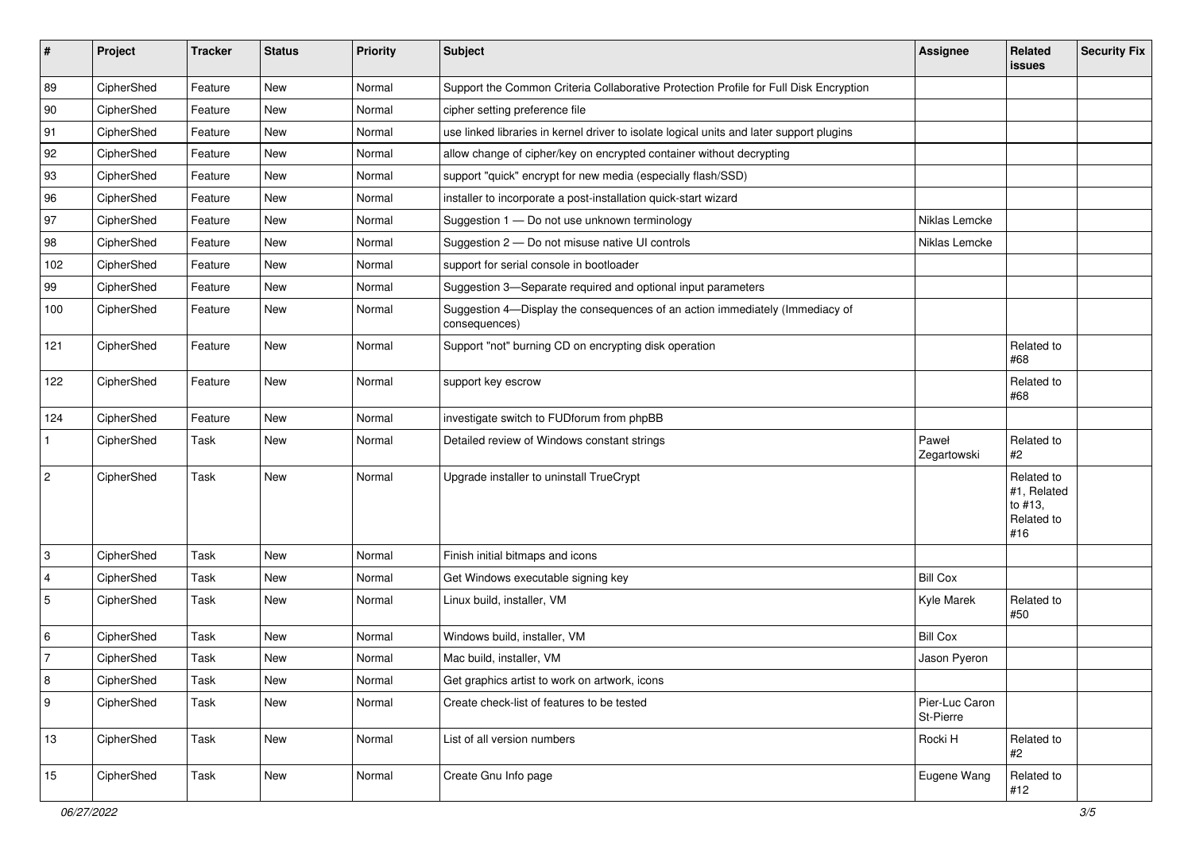| # | Project | Tracker | Status | Priority | Subject | Assignee | Related issues | Security Fix |
|---|---|---|---|---|---|---|---|---|
| 89 | CipherShed | Feature | New | Normal | Support the Common Criteria Collaborative Protection Profile for Full Disk Encryption | | | |
| 90 | CipherShed | Feature | New | Normal | cipher setting preference file | | | |
| 91 | CipherShed | Feature | New | Normal | use linked libraries in kernel driver to isolate logical units and later support plugins | | | |
| 92 | CipherShed | Feature | New | Normal | allow change of cipher/key on encrypted container without decrypting | | | |
| 93 | CipherShed | Feature | New | Normal | support "quick" encrypt for new media (especially flash/SSD) | | | |
| 96 | CipherShed | Feature | New | Normal | installer to incorporate a post-installation quick-start wizard | | | |
| 97 | CipherShed | Feature | New | Normal | Suggestion 1 — Do not use unknown terminology | Niklas Lemcke | | |
| 98 | CipherShed | Feature | New | Normal | Suggestion 2 — Do not misuse native UI controls | Niklas Lemcke | | |
| 102 | CipherShed | Feature | New | Normal | support for serial console in bootloader | | | |
| 99 | CipherShed | Feature | New | Normal | Suggestion 3—Separate required and optional input parameters | | | |
| 100 | CipherShed | Feature | New | Normal | Suggestion 4—Display the consequences of an action immediately (Immediacy of consequences) | | | |
| 121 | CipherShed | Feature | New | Normal | Support "not" burning CD on encrypting disk operation | | Related to #68 | |
| 122 | CipherShed | Feature | New | Normal | support key escrow | | Related to #68 | |
| 124 | CipherShed | Feature | New | Normal | investigate switch to FUDforum from phpBB | | | |
| 1 | CipherShed | Task | New | Normal | Detailed review of Windows constant strings | Paweł Zegartowski | Related to #2 | |
| 2 | CipherShed | Task | New | Normal | Upgrade installer to uninstall TrueCrypt | | Related to #1, Related to #13, Related to #16 | |
| 3 | CipherShed | Task | New | Normal | Finish initial bitmaps and icons | | | |
| 4 | CipherShed | Task | New | Normal | Get Windows executable signing key | Bill Cox | | |
| 5 | CipherShed | Task | New | Normal | Linux build, installer, VM | Kyle Marek | Related to #50 | |
| 6 | CipherShed | Task | New | Normal | Windows build, installer, VM | Bill Cox | | |
| 7 | CipherShed | Task | New | Normal | Mac build, installer, VM | Jason Pyeron | | |
| 8 | CipherShed | Task | New | Normal | Get graphics artist to work on artwork, icons | | | |
| 9 | CipherShed | Task | New | Normal | Create check-list of features to be tested | Pier-Luc Caron St-Pierre | | |
| 13 | CipherShed | Task | New | Normal | List of all version numbers | Rocki H | Related to #2 | |
| 15 | CipherShed | Task | New | Normal | Create Gnu Info page | Eugene Wang | Related to #12 | |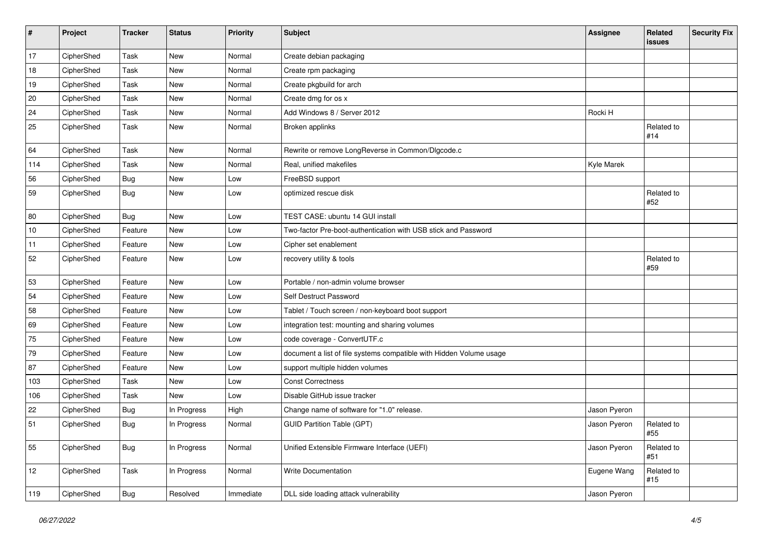| # | Project | Tracker | Status | Priority | Subject | Assignee | Related issues | Security Fix |
|---|---|---|---|---|---|---|---|---|
| 17 | CipherShed | Task | New | Normal | Create debian packaging | | | |
| 18 | CipherShed | Task | New | Normal | Create rpm packaging | | | |
| 19 | CipherShed | Task | New | Normal | Create pkgbuild for arch | | | |
| 20 | CipherShed | Task | New | Normal | Create dmg for os x | | | |
| 24 | CipherShed | Task | New | Normal | Add Windows 8 / Server 2012 | Rocki H | | |
| 25 | CipherShed | Task | New | Normal | Broken applinks | | Related to #14 | |
| 64 | CipherShed | Task | New | Normal | Rewrite or remove LongReverse in Common/Dlgcode.c | | | |
| 114 | CipherShed | Task | New | Normal | Real, unified makefiles | Kyle Marek | | |
| 56 | CipherShed | Bug | New | Low | FreeBSD support | | | |
| 59 | CipherShed | Bug | New | Low | optimized rescue disk | | Related to #52 | |
| 80 | CipherShed | Bug | New | Low | TEST CASE: ubuntu 14 GUI install | | | |
| 10 | CipherShed | Feature | New | Low | Two-factor Pre-boot-authentication with USB stick and Password | | | |
| 11 | CipherShed | Feature | New | Low | Cipher set enablement | | | |
| 52 | CipherShed | Feature | New | Low | recovery utility & tools | | Related to #59 | |
| 53 | CipherShed | Feature | New | Low | Portable / non-admin volume browser | | | |
| 54 | CipherShed | Feature | New | Low | Self Destruct Password | | | |
| 58 | CipherShed | Feature | New | Low | Tablet / Touch screen / non-keyboard boot support | | | |
| 69 | CipherShed | Feature | New | Low | integration test: mounting and sharing volumes | | | |
| 75 | CipherShed | Feature | New | Low | code coverage - ConvertUTF.c | | | |
| 79 | CipherShed | Feature | New | Low | document a list of file systems compatible with Hidden Volume usage | | | |
| 87 | CipherShed | Feature | New | Low | support multiple hidden volumes | | | |
| 103 | CipherShed | Task | New | Low | Const Correctness | | | |
| 106 | CipherShed | Task | New | Low | Disable GitHub issue tracker | | | |
| 22 | CipherShed | Bug | In Progress | High | Change name of software for "1.0" release. | Jason Pyeron | | |
| 51 | CipherShed | Bug | In Progress | Normal | GUID Partition Table (GPT) | Jason Pyeron | Related to #55 | |
| 55 | CipherShed | Bug | In Progress | Normal | Unified Extensible Firmware Interface (UEFI) | Jason Pyeron | Related to #51 | |
| 12 | CipherShed | Task | In Progress | Normal | Write Documentation | Eugene Wang | Related to #15 | |
| 119 | CipherShed | Bug | Resolved | Immediate | DLL side loading attack vulnerability | Jason Pyeron | | |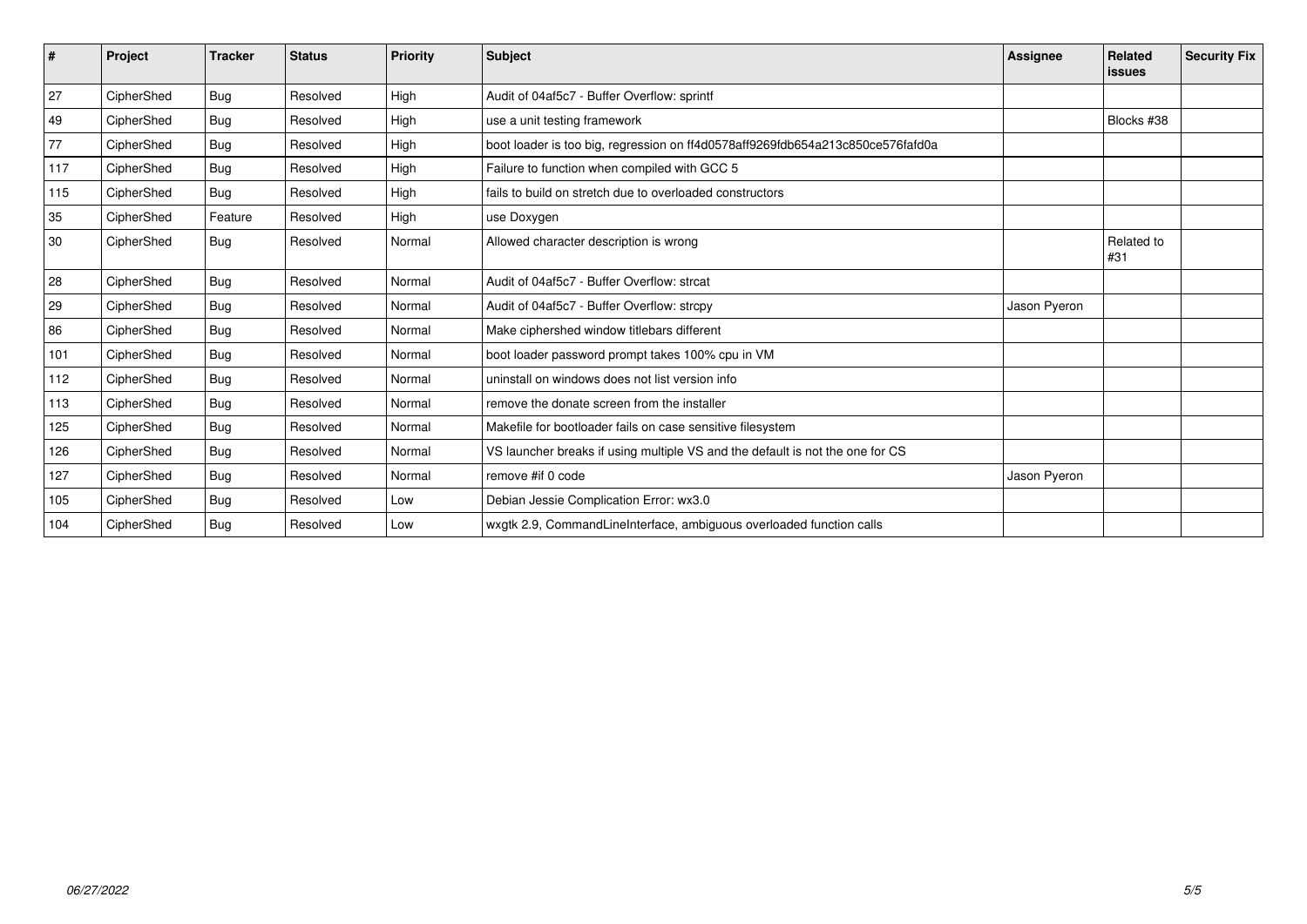| # | Project | Tracker | Status | Priority | Subject | Assignee | Related issues | Security Fix |
|---|---|---|---|---|---|---|---|---|
| 27 | CipherShed | Bug | Resolved | High | Audit of 04af5c7 - Buffer Overflow: sprintf | | | |
| 49 | CipherShed | Bug | Resolved | High | use a unit testing framework | | Blocks #38 | |
| 77 | CipherShed | Bug | Resolved | High | boot loader is too big, regression on ff4d0578aff9269fdb654a213c850ce576fafd0a | | | |
| 117 | CipherShed | Bug | Resolved | High | Failure to function when compiled with GCC 5 | | | |
| 115 | CipherShed | Bug | Resolved | High | fails to build on stretch due to overloaded constructors | | | |
| 35 | CipherShed | Feature | Resolved | High | use Doxygen | | | |
| 30 | CipherShed | Bug | Resolved | Normal | Allowed character description is wrong | | Related to #31 | |
| 28 | CipherShed | Bug | Resolved | Normal | Audit of 04af5c7 - Buffer Overflow: strcat | | | |
| 29 | CipherShed | Bug | Resolved | Normal | Audit of 04af5c7 - Buffer Overflow: strcpy | Jason Pyeron | | |
| 86 | CipherShed | Bug | Resolved | Normal | Make ciphershed window titlebars different | | | |
| 101 | CipherShed | Bug | Resolved | Normal | boot loader password prompt takes 100% cpu in VM | | | |
| 112 | CipherShed | Bug | Resolved | Normal | uninstall on windows does not list version info | | | |
| 113 | CipherShed | Bug | Resolved | Normal | remove the donate screen from the installer | | | |
| 125 | CipherShed | Bug | Resolved | Normal | Makefile for bootloader fails on case sensitive filesystem | | | |
| 126 | CipherShed | Bug | Resolved | Normal | VS launcher breaks if using multiple VS and the default is not the one for CS | | | |
| 127 | CipherShed | Bug | Resolved | Normal | remove #if 0 code | Jason Pyeron | | |
| 105 | CipherShed | Bug | Resolved | Low | Debian Jessie Complication Error: wx3.0 | | | |
| 104 | CipherShed | Bug | Resolved | Low | wxgtk 2.9, CommandLineInterface, ambiguous overloaded function calls | | | |